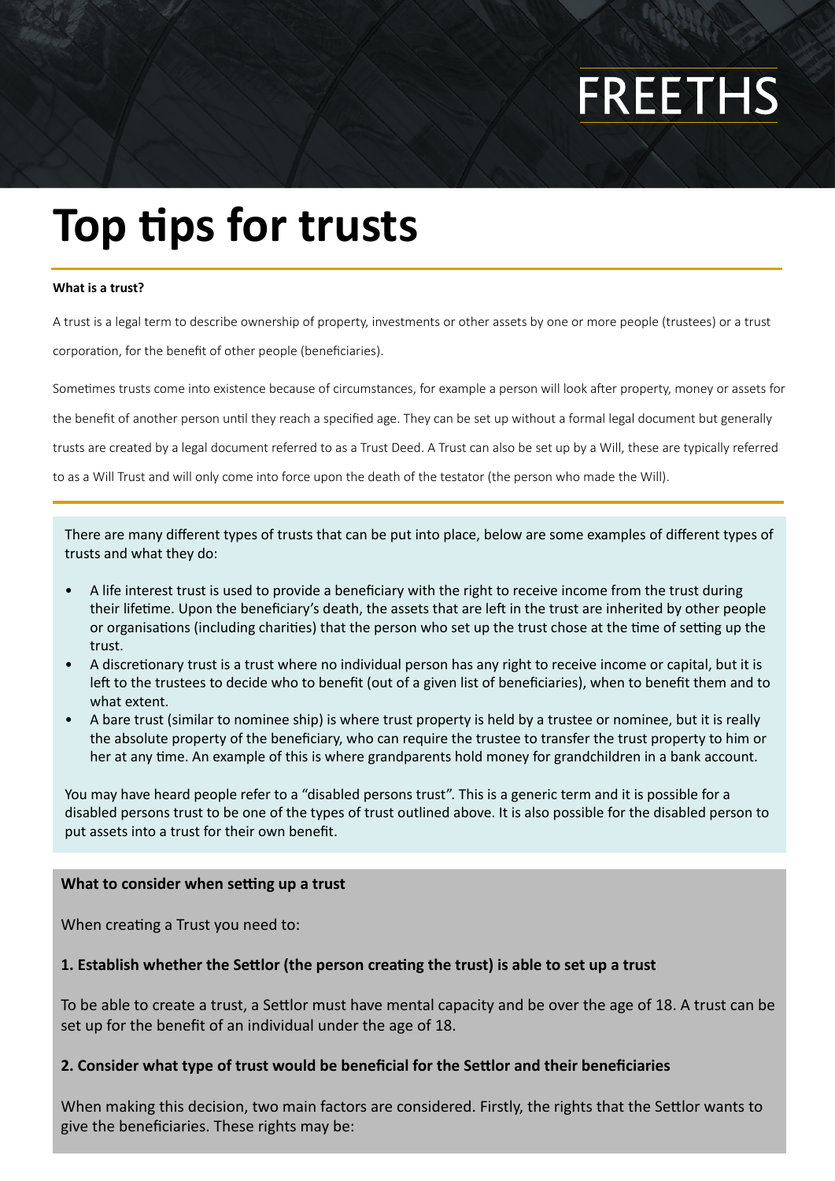FREETHS

# Top tips for trusts

**What is a trust?**

A trust is a legal term to describe ownership of property, investments or other assets by one or more people (trustees) or a trust corporation, for the benefit of other people (beneficiaries).

Sometimes trusts come into existence because of circumstances, for example a person will look after property, money or assets for the benefit of another person until they reach a specified age. They can be set up without a formal legal document but generally trusts are created by a legal document referred to as a Trust Deed. A Trust can also be set up by a Will, these are typically referred to as a Will Trust and will only come into force upon the death of the testator (the person who made the Will).

There are many different types of trusts that can be put into place, below are some examples of different types of trusts and what they do:

- A life interest trust is used to provide a beneficiary with the right to receive income from the trust during their lifetime. Upon the beneficiary's death, the assets that are left in the trust are inherited by other people or organisations (including charities) that the person who set up the trust chose at the time of setting up the trust.
- A discretionary trust is a trust where no individual person has any right to receive income or capital, but it is left to the trustees to decide who to benefit (out of a given list of beneficiaries), when to benefit them and to what extent.
- A bare trust (similar to nominee ship) is where trust property is held by a trustee or nominee, but it is really the absolute property of the beneficiary, who can require the trustee to transfer the trust property to him or her at any time. An example of this is where grandparents hold money for grandchildren in a bank account.

You may have heard people refer to a "disabled persons trust". This is a generic term and it is possible for a disabled persons trust to be one of the types of trust outlined above. It is also possible for the disabled person to put assets into a trust for their own benefit.

**What to consider when setting up a trust**

When creating a Trust you need to:

**1. Establish whether the Settlor (the person creating the trust) is able to set up a trust**

To be able to create a trust, a Settlor must have mental capacity and be over the age of 18. A trust can be set up for the benefit of an individual under the age of 18.

**2. Consider what type of trust would be beneficial for the Settlor and their beneficiaries**

When making this decision, two main factors are considered. Firstly, the rights that the Settlor wants to give the beneficiaries. These rights may be: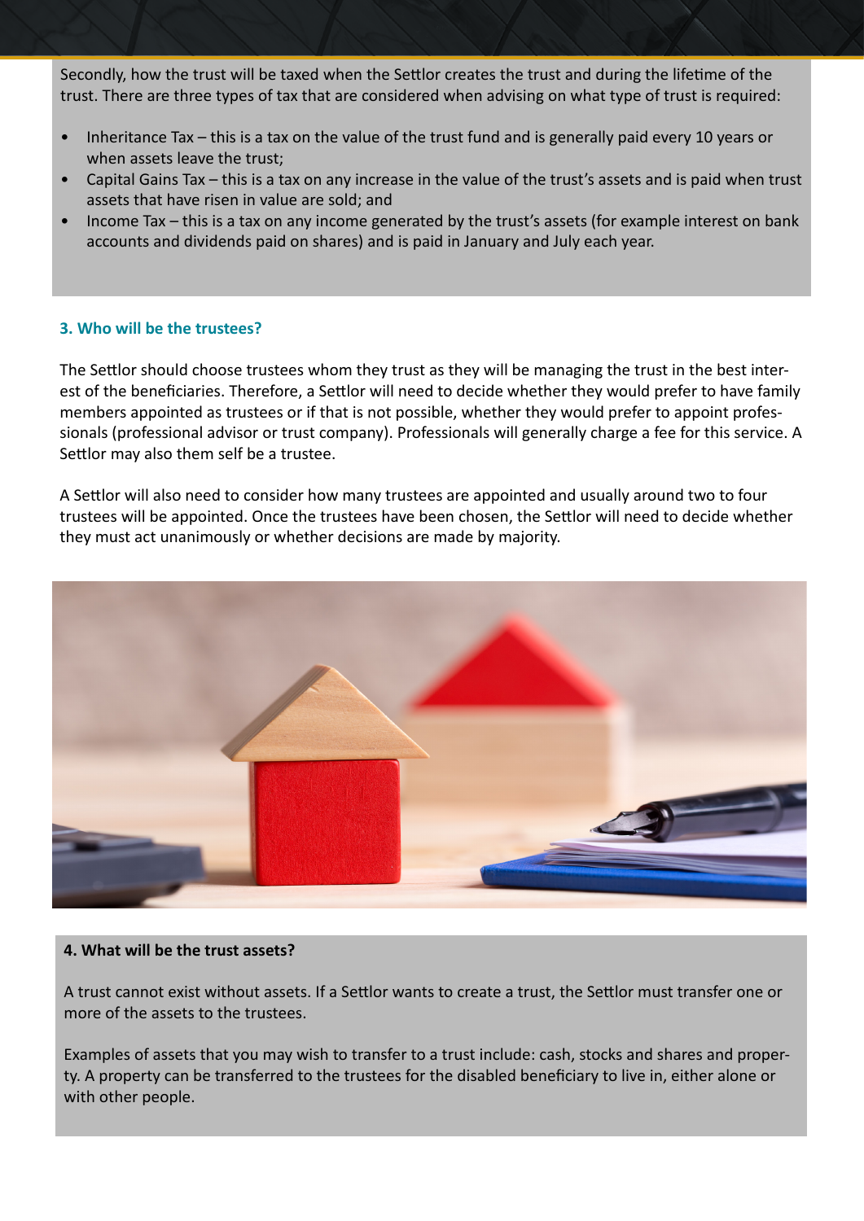Secondly, how the trust will be taxed when the Settlor creates the trust and during the lifetime of the trust. There are three types of tax that are considered when advising on what type of trust is required:

- Inheritance Tax – this is a tax on the value of the trust fund and is generally paid every 10 years or when assets leave the trust;
- Capital Gains Tax – this is a tax on any increase in the value of the trust's assets and is paid when trust assets that have risen in value are sold; and
- Income Tax – this is a tax on any income generated by the trust's assets (for example interest on bank accounts and dividends paid on shares) and is paid in January and July each year.

### 3. Who will be the trustees?

The Settlor should choose trustees whom they trust as they will be managing the trust in the best interest of the beneficiaries. Therefore, a Settlor will need to decide whether they would prefer to have family members appointed as trustees or if that is not possible, whether they would prefer to appoint professionals (professional advisor or trust company). Professionals will generally charge a fee for this service. A Settlor may also them self be a trustee.

A Settlor will also need to consider how many trustees are appointed and usually around two to four trustees will be appointed. Once the trustees have been chosen, the Settlor will need to decide whether they must act unanimously or whether decisions are made by majority.

### 4. What will be the trust assets?

A trust cannot exist without assets. If a Settlor wants to create a trust, the Settlor must transfer one or more of the assets to the trustees.

Examples of assets that you may wish to transfer to a trust include: cash, stocks and shares and property. A property can be transferred to the trustees for the disabled beneficiary to live in, either alone or with other people.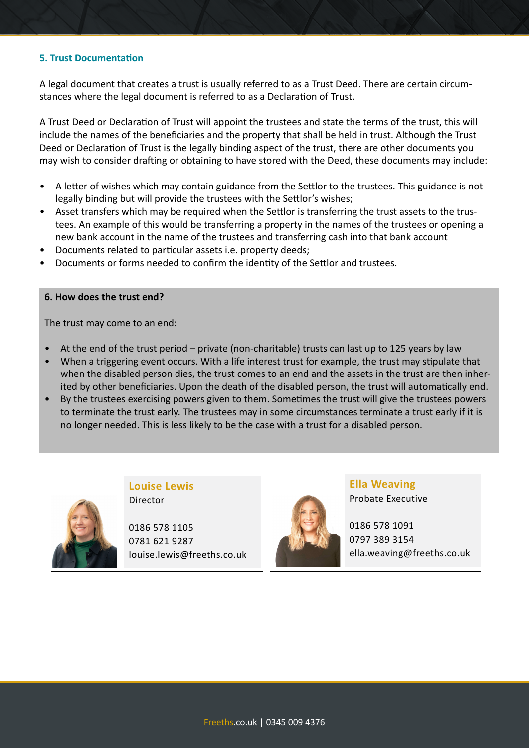### 5. Trust Documentation

A legal document that creates a trust is usually referred to as a Trust Deed. There are certain circumstances where the legal document is referred to as a Declaration of Trust.

A Trust Deed or Declaration of Trust will appoint the trustees and state the terms of the trust, this will include the names of the beneficiaries and the property that shall be held in trust. Although the Trust Deed or Declaration of Trust is the legally binding aspect of the trust, there are other documents you may wish to consider drafting or obtaining to have stored with the Deed, these documents may include:

- A letter of wishes which may contain guidance from the Settlor to the trustees. This guidance is not legally binding but will provide the trustees with the Settlor's wishes;
- Asset transfers which may be required when the Settlor is transferring the trust assets to the trustees. An example of this would be transferring a property in the names of the trustees or opening a new bank account in the name of the trustees and transferring cash into that bank account
- Documents related to particular assets i.e. property deeds;
- Documents or forms needed to confirm the identity of the Settlor and trustees.

### 6. How does the trust end?

The trust may come to an end:

- At the end of the trust period – private (non-charitable) trusts can last up to 125 years by law
- When a triggering event occurs. With a life interest trust for example, the trust may stipulate that when the disabled person dies, the trust comes to an end and the assets in the trust are then inherited by other beneficiaries. Upon the death of the disabled person, the trust will automatically end.
- By the trustees exercising powers given to them. Sometimes the trust will give the trustees powers to terminate the trust early. The trustees may in some circumstances terminate a trust early if it is no longer needed. This is less likely to be the case with a trust for a disabled person.

**Louise Lewis**
Director

0186 578 1105
0781 621 9287
louise.lewis@freeths.co.uk

**Ella Weaving**
Probate Executive

0186 578 1091
0797 389 3154
ella.weaving@freeths.co.uk

Freeths.co.uk | 0345 009 4376